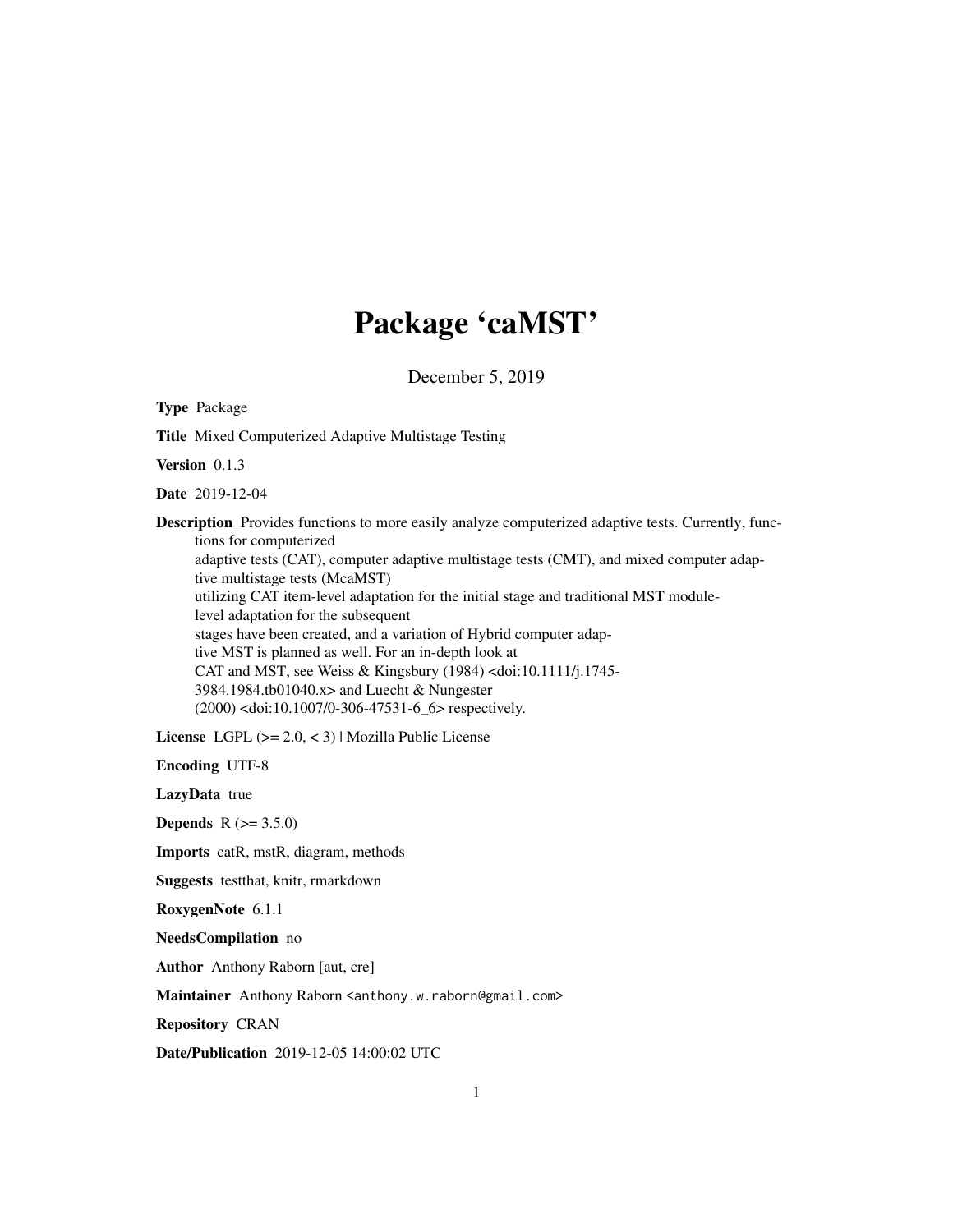# Package 'caMST'

December 5, 2019

**Type** Package

**Title** Mixed Computerized Adaptive Multistage Testing

**Version** 0.1.3

**Date** 2019-12-04

**Description** Provides functions to more easily analyze computerized adaptive tests. Currently, functions for computerized adaptive tests (CAT), computer adaptive multistage tests (CMT), and mixed computer adaptive multistage tests (McaMST) utilizing CAT item-level adaptation for the initial stage and traditional MST module-level adaptation for the subsequent stages have been created, and a variation of Hybrid computer adaptive MST is planned as well. For an in-depth look at CAT and MST, see Weiss & Kingsbury (1984) <doi:10.1111/j.1745-3984.1984.tb01040.x> and Luecht & Nungester (2000) <doi:10.1007/0-306-47531-6_6> respectively.

**License** LGPL (>= 2.0, < 3) | Mozilla Public License

**Encoding** UTF-8

**LazyData** true

**Depends** R (>= 3.5.0)

**Imports** catR, mstR, diagram, methods

**Suggests** testthat, knitr, rmarkdown

**RoxygenNote** 6.1.1

**NeedsCompilation** no

**Author** Anthony Raborn [aut, cre]

**Maintainer** Anthony Raborn <anthony.w.raborn@gmail.com>

**Repository** CRAN

**Date/Publication** 2019-12-05 14:00:02 UTC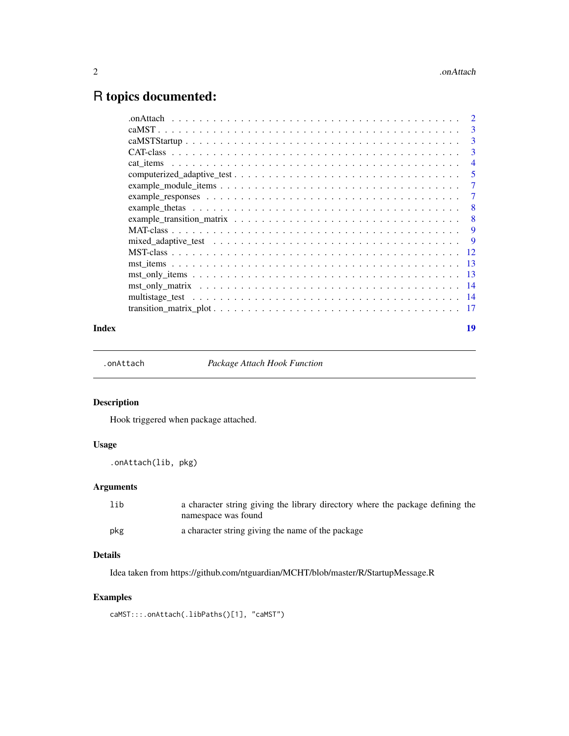# R topics documented:

| | |
|---|---|
| .onAttach | 2 |
| caMST | 3 |
| caMSTStartup | 3 |
| CAT-class | 3 |
| cat_items | 4 |
| computerized_adaptive_test | 5 |
| example_module_items | 7 |
| example_responses | 7 |
| example_thetas | 8 |
| example_transition_matrix | 8 |
| MAT-class | 9 |
| mixed_adaptive_test | 9 |
| MST-class | 12 |
| mst_items | 13 |
| mst_only_items | 13 |
| mst_only_matrix | 14 |
| multistage_test | 14 |
| transition_matrix_plot | 17 |
| **Index** | **19** |

---

## .onAttach — *Package Attach Hook Function*

### Description

Hook triggered when package attached.

### Usage

```
.onAttach(lib, pkg)
```

### Arguments

| | |
|---|---|
| lib | a character string giving the library directory where the package defining the namespace was found |
| pkg | a character string giving the name of the package |

### Details

Idea taken from https://github.com/ntguardian/MCHT/blob/master/R/StartupMessage.R

### Examples

```
caMST:::.onAttach(.libPaths()[1], "caMST")
```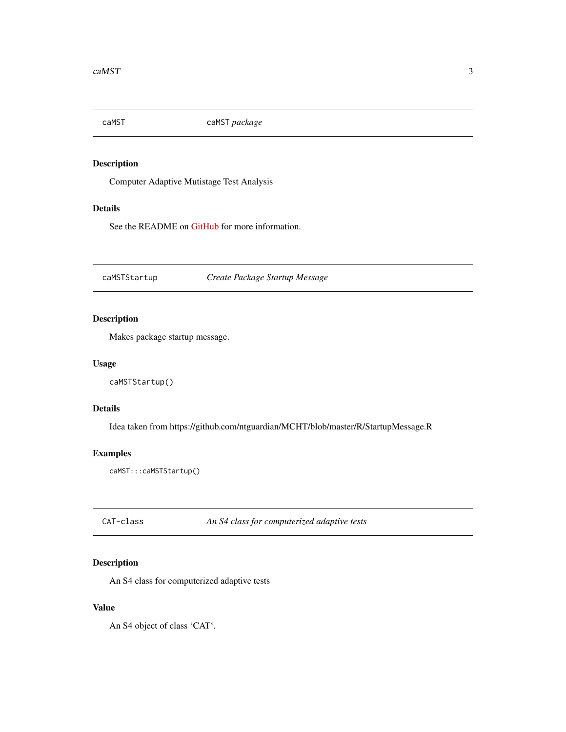## caMST — caMST *package*

### Description

Computer Adaptive Mutistage Test Analysis

### Details

See the README on GitHub for more information.

## caMSTStartup — *Create Package Startup Message*

### Description

Makes package startup message.

### Usage

```
caMSTStartup()
```

### Details

Idea taken from https://github.com/ntguardian/MCHT/blob/master/R/StartupMessage.R

### Examples

```
caMST:::caMSTStartup()
```

## CAT-class — *An S4 class for computerized adaptive tests*

### Description

An S4 class for computerized adaptive tests

### Value

An S4 object of class ‘CAT‘.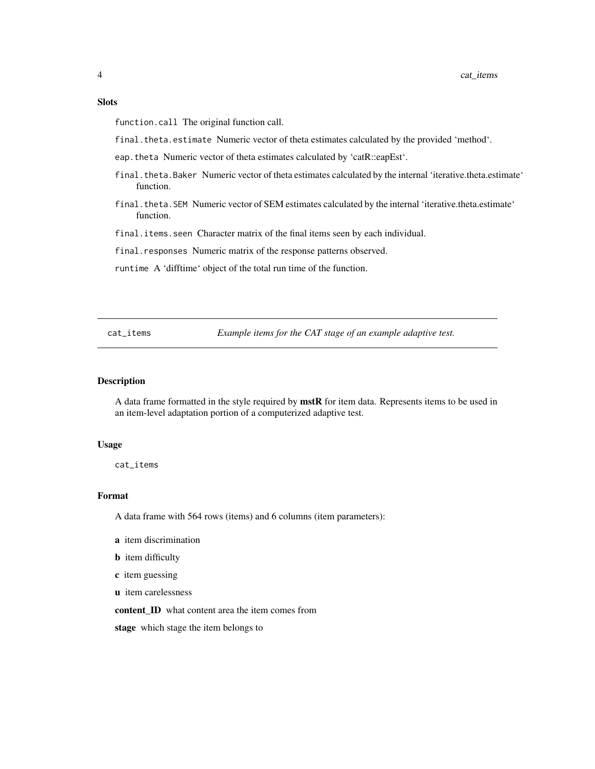### Slots

`function.call` The original function call.

`final.theta.estimate` Numeric vector of theta estimates calculated by the provided 'method'.

`eap.theta` Numeric vector of theta estimates calculated by 'catR::eapEst'.

`final.theta.Baker` Numeric vector of theta estimates calculated by the internal 'iterative.theta.estimate' function.

`final.theta.SEM` Numeric vector of SEM estimates calculated by the internal 'iterative.theta.estimate' function.

`final.items.seen` Character matrix of the final items seen by each individual.

`final.responses` Numeric matrix of the response patterns observed.

`runtime` A 'difftime' object of the total run time of the function.

---

## cat_items — *Example items for the CAT stage of an example adaptive test.*

---

### Description

A data frame formatted in the style required by **mstR** for item data. Represents items to be used in an item-level adaptation portion of a computerized adaptive test.

### Usage

```
cat_items
```

### Format

A data frame with 564 rows (items) and 6 columns (item parameters):

**a** item discrimination

**b** item difficulty

**c** item guessing

**u** item carelessness

**content_ID** what content area the item comes from

**stage** which stage the item belongs to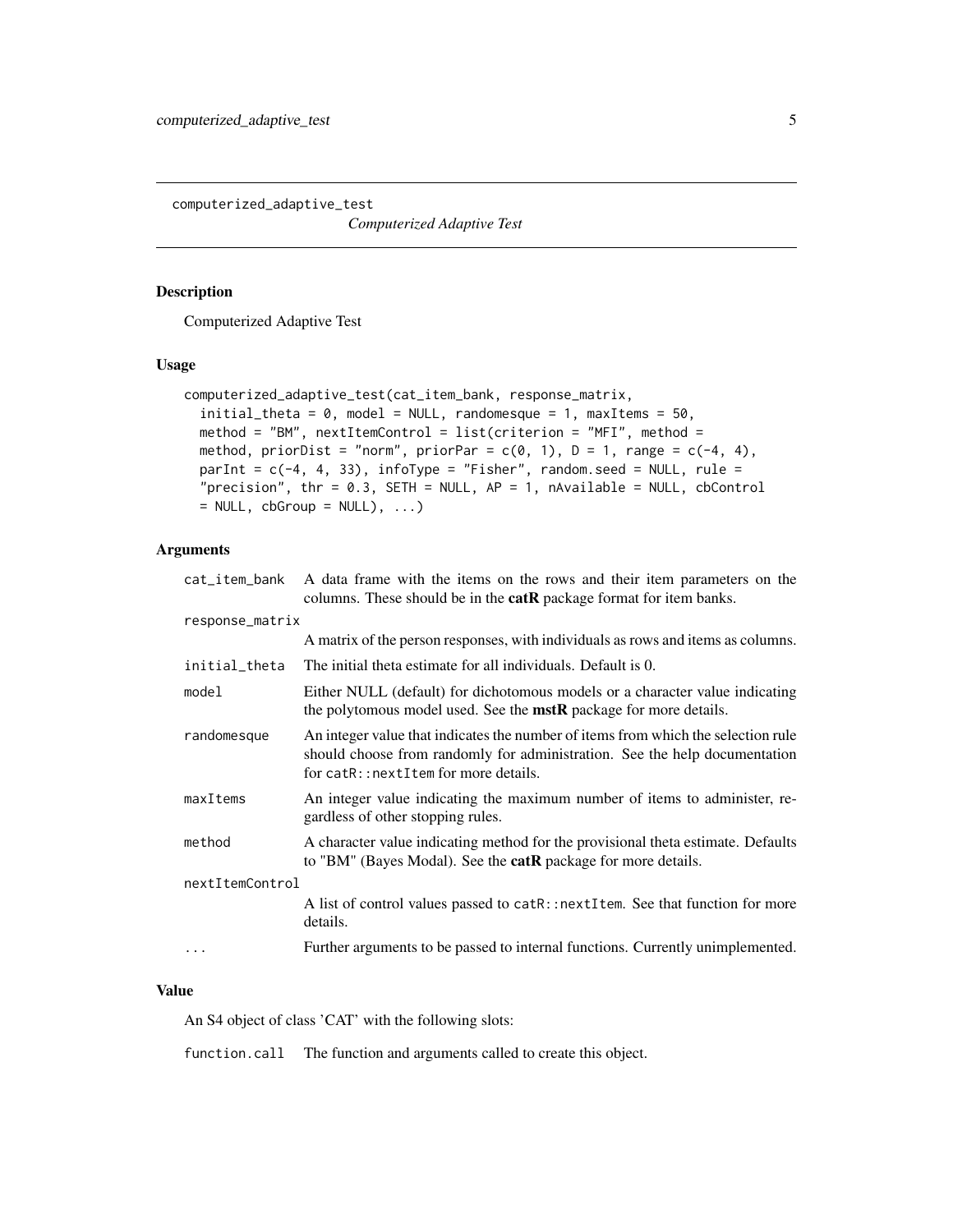computerized_adaptive_test

*Computerized Adaptive Test*

## Description

Computerized Adaptive Test

## Usage

```
computerized_adaptive_test(cat_item_bank, response_matrix,
  initial_theta = 0, model = NULL, randomesque = 1, maxItems = 50,
  method = "BM", nextItemControl = list(criterion = "MFI", method =
  method, priorDist = "norm", priorPar = c(0, 1), D = 1, range = c(-4, 4),
  parInt = c(-4, 4, 33), infoType = "Fisher", random.seed = NULL, rule =
  "precision", thr = 0.3, SETH = NULL, AP = 1, nAvailable = NULL, cbControl
  = NULL, cbGroup = NULL), ...)
```

## Arguments

| | |
|---|---|
| `cat_item_bank` | A data frame with the items on the rows and their item parameters on the columns. These should be in the **catR** package format for item banks. |
| `response_matrix` | A matrix of the person responses, with individuals as rows and items as columns. |
| `initial_theta` | The initial theta estimate for all individuals. Default is 0. |
| `model` | Either NULL (default) for dichotomous models or a character value indicating the polytomous model used. See the **mstR** package for more details. |
| `randomesque` | An integer value that indicates the number of items from which the selection rule should choose from randomly for administration. See the help documentation for `catR::nextItem` for more details. |
| `maxItems` | An integer value indicating the maximum number of items to administer, regardless of other stopping rules. |
| `method` | A character value indicating method for the provisional theta estimate. Defaults to "BM" (Bayes Modal). See the **catR** package for more details. |
| `nextItemControl` | A list of control values passed to `catR::nextItem`. See that function for more details. |
| `...` | Further arguments to be passed to internal functions. Currently unimplemented. |

## Value

An S4 object of class 'CAT' with the following slots:

| | |
|---|---|
| `function.call` | The function and arguments called to create this object. |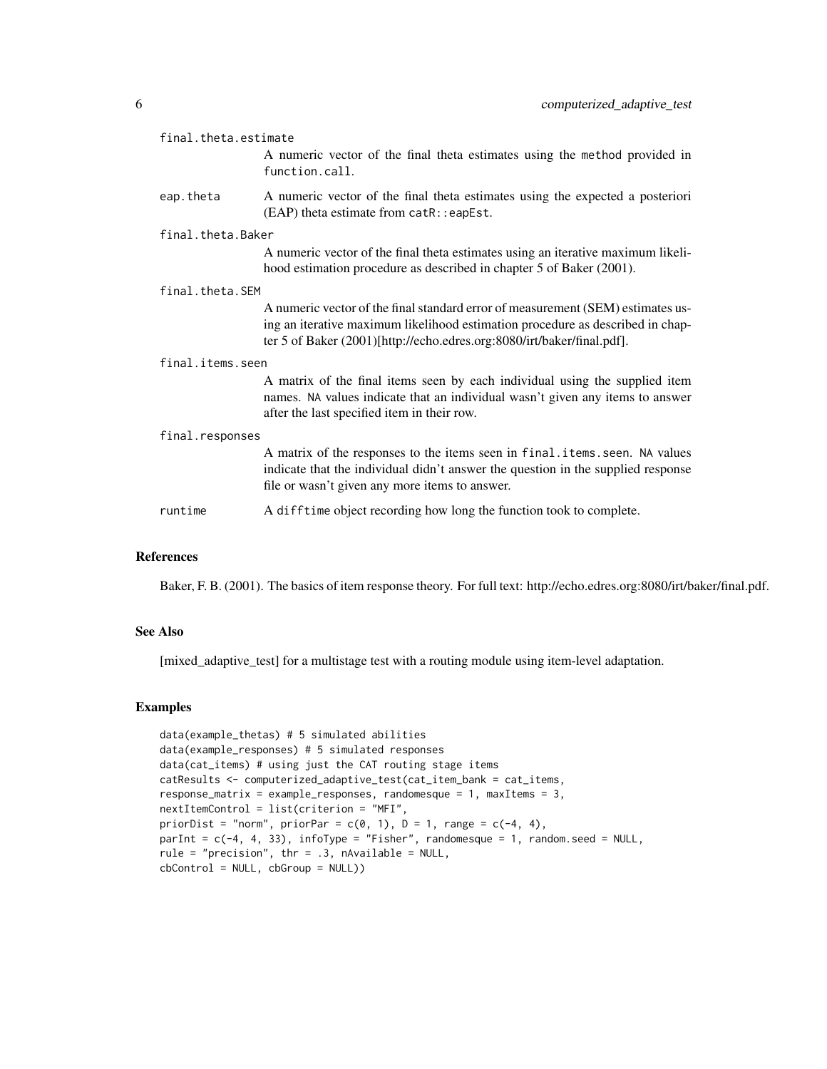final.theta.estimate
: A numeric vector of the final theta estimates using the method provided in function.call.

eap.theta
: A numeric vector of the final theta estimates using the expected a posteriori (EAP) theta estimate from catR::eapEst.

final.theta.Baker
: A numeric vector of the final theta estimates using an iterative maximum likelihood estimation procedure as described in chapter 5 of Baker (2001).

final.theta.SEM
: A numeric vector of the final standard error of measurement (SEM) estimates using an iterative maximum likelihood estimation procedure as described in chapter 5 of Baker (2001)[http://echo.edres.org:8080/irt/baker/final.pdf].

final.items.seen
: A matrix of the final items seen by each individual using the supplied item names. NA values indicate that an individual wasn't given any items to answer after the last specified item in their row.

final.responses
: A matrix of the responses to the items seen in final.items.seen. NA values indicate that the individual didn't answer the question in the supplied response file or wasn't given any more items to answer.

runtime
: A difftime object recording how long the function took to complete.

## References

Baker, F. B. (2001). The basics of item response theory. For full text: http://echo.edres.org:8080/irt/baker/final.pdf.

## See Also

[mixed_adaptive_test] for a multistage test with a routing module using item-level adaptation.

## Examples

```
data(example_thetas) # 5 simulated abilities
data(example_responses) # 5 simulated responses
data(cat_items) # using just the CAT routing stage items
catResults <- computerized_adaptive_test(cat_item_bank = cat_items,
response_matrix = example_responses, randomesque = 1, maxItems = 3,
nextItemControl = list(criterion = "MFI",
priorDist = "norm", priorPar = c(0, 1), D = 1, range = c(-4, 4),
parInt = c(-4, 4, 33), infoType = "Fisher", randomesque = 1, random.seed = NULL,
rule = "precision", thr = .3, nAvailable = NULL,
cbControl = NULL, cbGroup = NULL))
```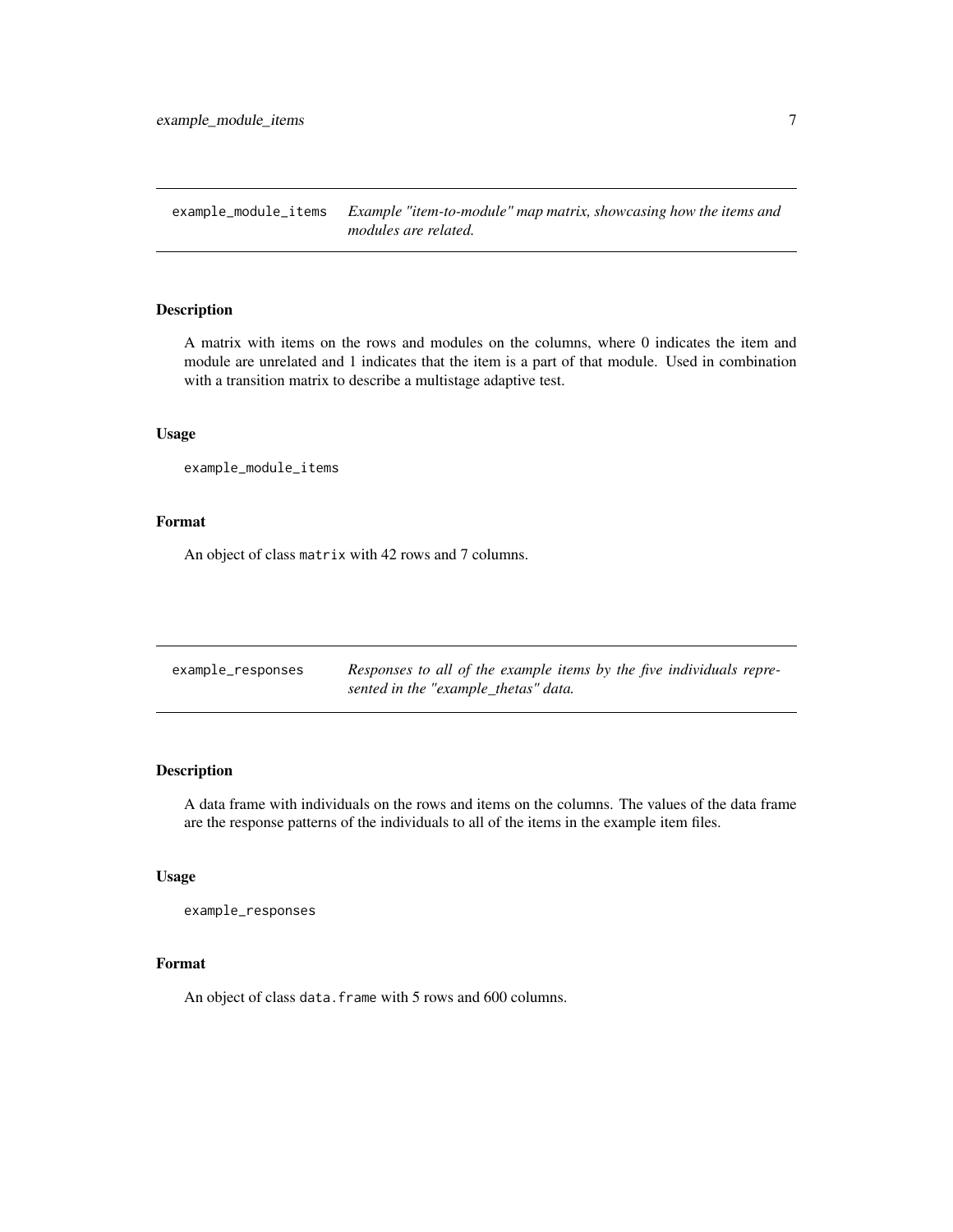## example_module_items — *Example "item-to-module" map matrix, showcasing how the items and modules are related.*

### Description

A matrix with items on the rows and modules on the columns, where 0 indicates the item and module are unrelated and 1 indicates that the item is a part of that module. Used in combination with a transition matrix to describe a multistage adaptive test.

### Usage

```
example_module_items
```

### Format

An object of class `matrix` with 42 rows and 7 columns.

## example_responses — *Responses to all of the example items by the five individuals represented in the "example_thetas" data.*

### Description

A data frame with individuals on the rows and items on the columns. The values of the data frame are the response patterns of the individuals to all of the items in the example item files.

### Usage

```
example_responses
```

### Format

An object of class `data.frame` with 5 rows and 600 columns.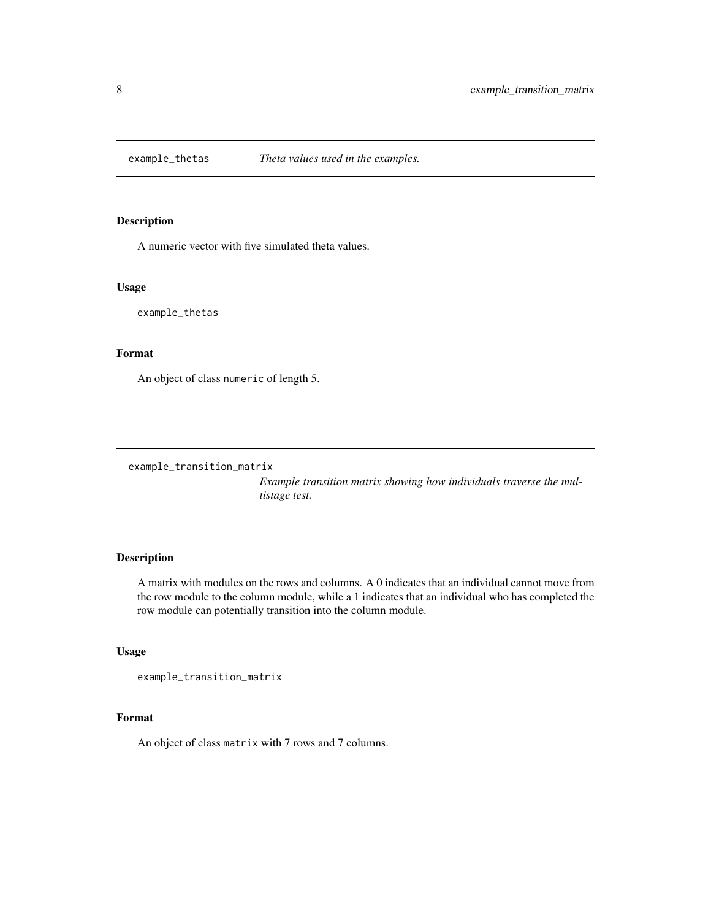## example_thetas — *Theta values used in the examples.*

### Description

A numeric vector with five simulated theta values.

### Usage

```
example_thetas
```

### Format

An object of class `numeric` of length 5.

## example_transition_matrix — *Example transition matrix showing how individuals traverse the multistage test.*

### Description

A matrix with modules on the rows and columns. A 0 indicates that an individual cannot move from the row module to the column module, while a 1 indicates that an individual who has completed the row module can potentially transition into the column module.

### Usage

```
example_transition_matrix
```

### Format

An object of class `matrix` with 7 rows and 7 columns.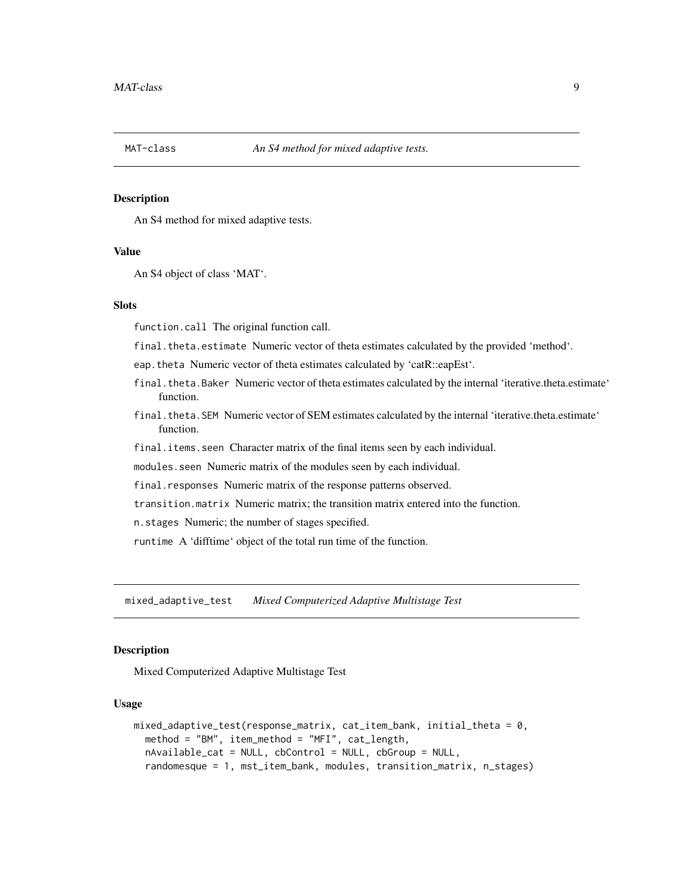## MAT-class *An S4 method for mixed adaptive tests.*

### Description

An S4 method for mixed adaptive tests.

### Value

An S4 object of class 'MAT'.

### Slots

`function.call` The original function call.

`final.theta.estimate` Numeric vector of theta estimates calculated by the provided 'method'.

`eap.theta` Numeric vector of theta estimates calculated by 'catR::eapEst'.

`final.theta.Baker` Numeric vector of theta estimates calculated by the internal 'iterative.theta.estimate' function.

`final.theta.SEM` Numeric vector of SEM estimates calculated by the internal 'iterative.theta.estimate' function.

`final.items.seen` Character matrix of the final items seen by each individual.

`modules.seen` Numeric matrix of the modules seen by each individual.

`final.responses` Numeric matrix of the response patterns observed.

`transition.matrix` Numeric matrix; the transition matrix entered into the function.

`n.stages` Numeric; the number of stages specified.

`runtime` A 'difftime' object of the total run time of the function.

## mixed_adaptive_test *Mixed Computerized Adaptive Multistage Test*

### Description

Mixed Computerized Adaptive Multistage Test

### Usage

```
mixed_adaptive_test(response_matrix, cat_item_bank, initial_theta = 0,
  method = "BM", item_method = "MFI", cat_length,
  nAvailable_cat = NULL, cbControl = NULL, cbGroup = NULL,
  randomesque = 1, mst_item_bank, modules, transition_matrix, n_stages)
```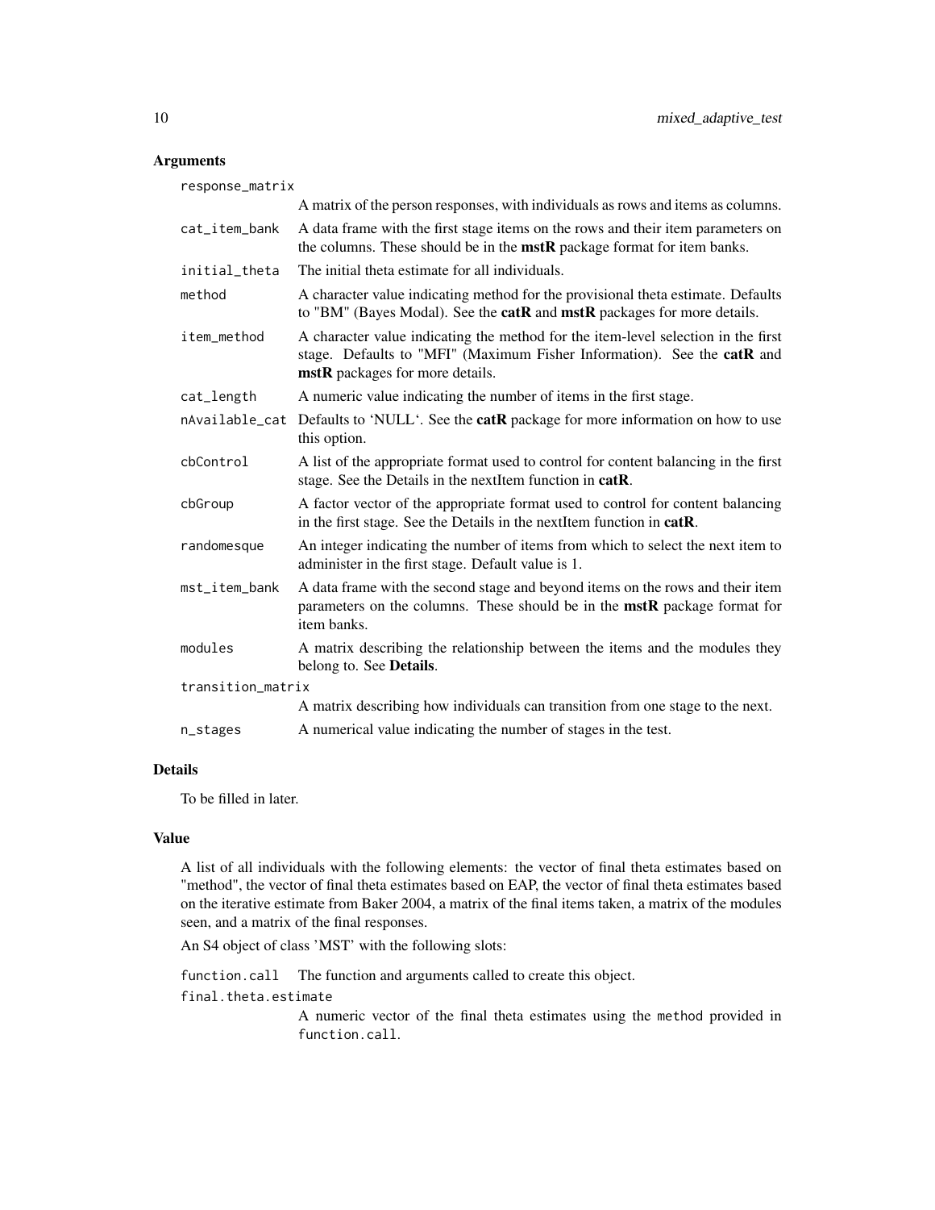### Arguments

**response_matrix**
A matrix of the person responses, with individuals as rows and items as columns.

**cat_item_bank**
A data frame with the first stage items on the rows and their item parameters on the columns. These should be in the **mstR** package format for item banks.

**initial_theta**
The initial theta estimate for all individuals.

**method**
A character value indicating method for the provisional theta estimate. Defaults to "BM" (Bayes Modal). See the **catR** and **mstR** packages for more details.

**item_method**
A character value indicating the method for the item-level selection in the first stage. Defaults to "MFI" (Maximum Fisher Information). See the **catR** and **mstR** packages for more details.

**cat_length**
A numeric value indicating the number of items in the first stage.

**nAvailable_cat**
Defaults to 'NULL'. See the **catR** package for more information on how to use this option.

**cbControl**
A list of the appropriate format used to control for content balancing in the first stage. See the Details in the nextItem function in **catR**.

**cbGroup**
A factor vector of the appropriate format used to control for content balancing in the first stage. See the Details in the nextItem function in **catR**.

**randomesque**
An integer indicating the number of items from which to select the next item to administer in the first stage. Default value is 1.

**mst_item_bank**
A data frame with the second stage and beyond items on the rows and their item parameters on the columns. These should be in the **mstR** package format for item banks.

**modules**
A matrix describing the relationship between the items and the modules they belong to. See **Details**.

**transition_matrix**
A matrix describing how individuals can transition from one stage to the next.

**n_stages**
A numerical value indicating the number of stages in the test.

### Details

To be filled in later.

### Value

A list of all individuals with the following elements: the vector of final theta estimates based on "method", the vector of final theta estimates based on EAP, the vector of final theta estimates based on the iterative estimate from Baker 2004, a matrix of the final items taken, a matrix of the modules seen, and a matrix of the final responses.

An S4 object of class 'MST' with the following slots:

**function.call**
The function and arguments called to create this object.

**final.theta.estimate**
A numeric vector of the final theta estimates using the `method` provided in `function.call`.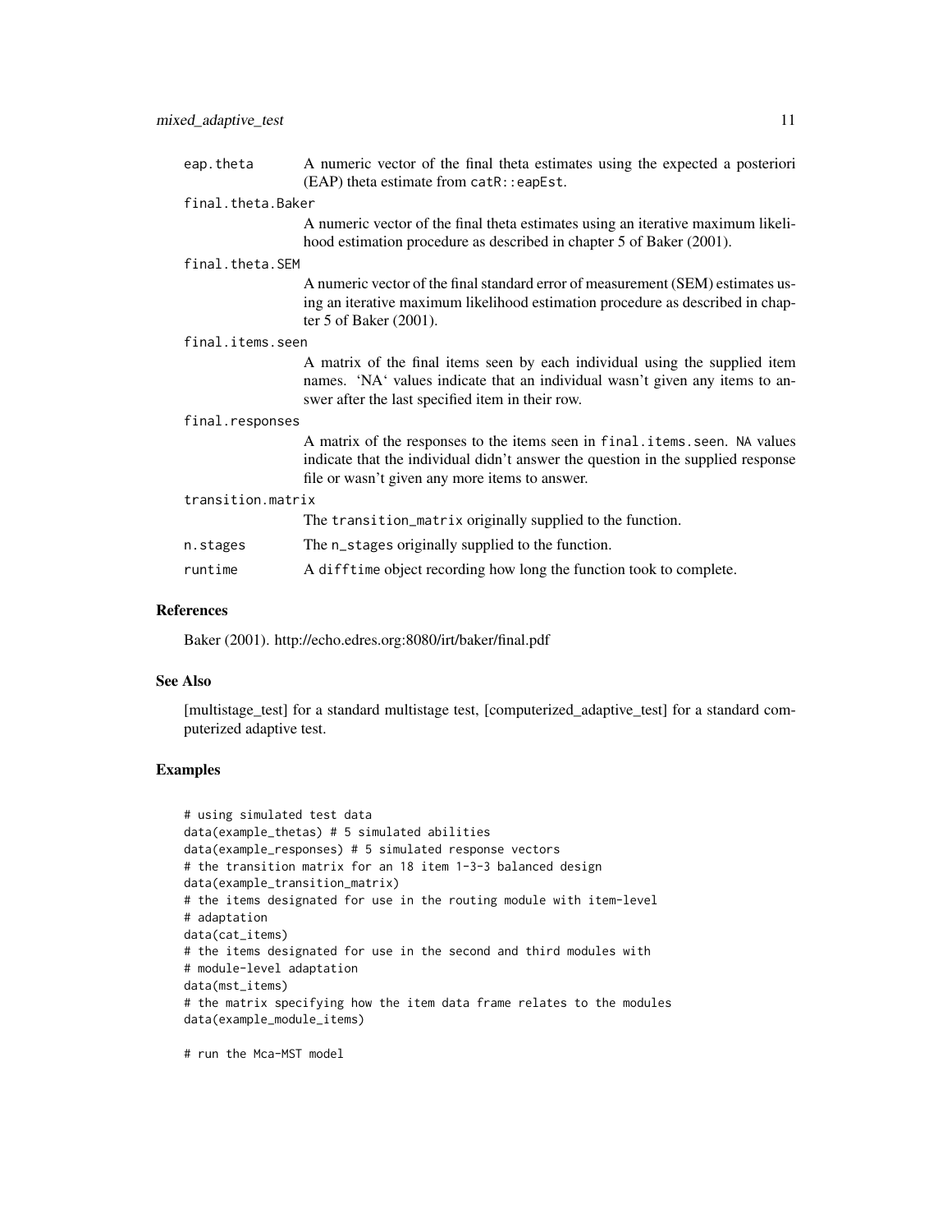eap.theta
: A numeric vector of the final theta estimates using the expected a posteriori (EAP) theta estimate from `catR::eapEst`.

final.theta.Baker
: A numeric vector of the final theta estimates using an iterative maximum likelihood estimation procedure as described in chapter 5 of Baker (2001).

final.theta.SEM
: A numeric vector of the final standard error of measurement (SEM) estimates using an iterative maximum likelihood estimation procedure as described in chapter 5 of Baker (2001).

final.items.seen
: A matrix of the final items seen by each individual using the supplied item names. 'NA' values indicate that an individual wasn't given any items to answer after the last specified item in their row.

final.responses
: A matrix of the responses to the items seen in `final.items.seen`. `NA` values indicate that the individual didn't answer the question in the supplied response file or wasn't given any more items to answer.

transition.matrix
: The `transition_matrix` originally supplied to the function.

n.stages
: The `n_stages` originally supplied to the function.

runtime
: A `difftime` object recording how long the function took to complete.

### References

Baker (2001). http://echo.edres.org:8080/irt/baker/final.pdf

### See Also

[multistage_test] for a standard multistage test, [computerized_adaptive_test] for a standard computerized adaptive test.

### Examples

```
# using simulated test data
data(example_thetas) # 5 simulated abilities
data(example_responses) # 5 simulated response vectors
# the transition matrix for an 18 item 1-3-3 balanced design
data(example_transition_matrix)
# the items designated for use in the routing module with item-level
# adaptation
data(cat_items)
# the items designated for use in the second and third modules with
# module-level adaptation
data(mst_items)
# the matrix specifying how the item data frame relates to the modules
data(example_module_items)

# run the Mca-MST model
```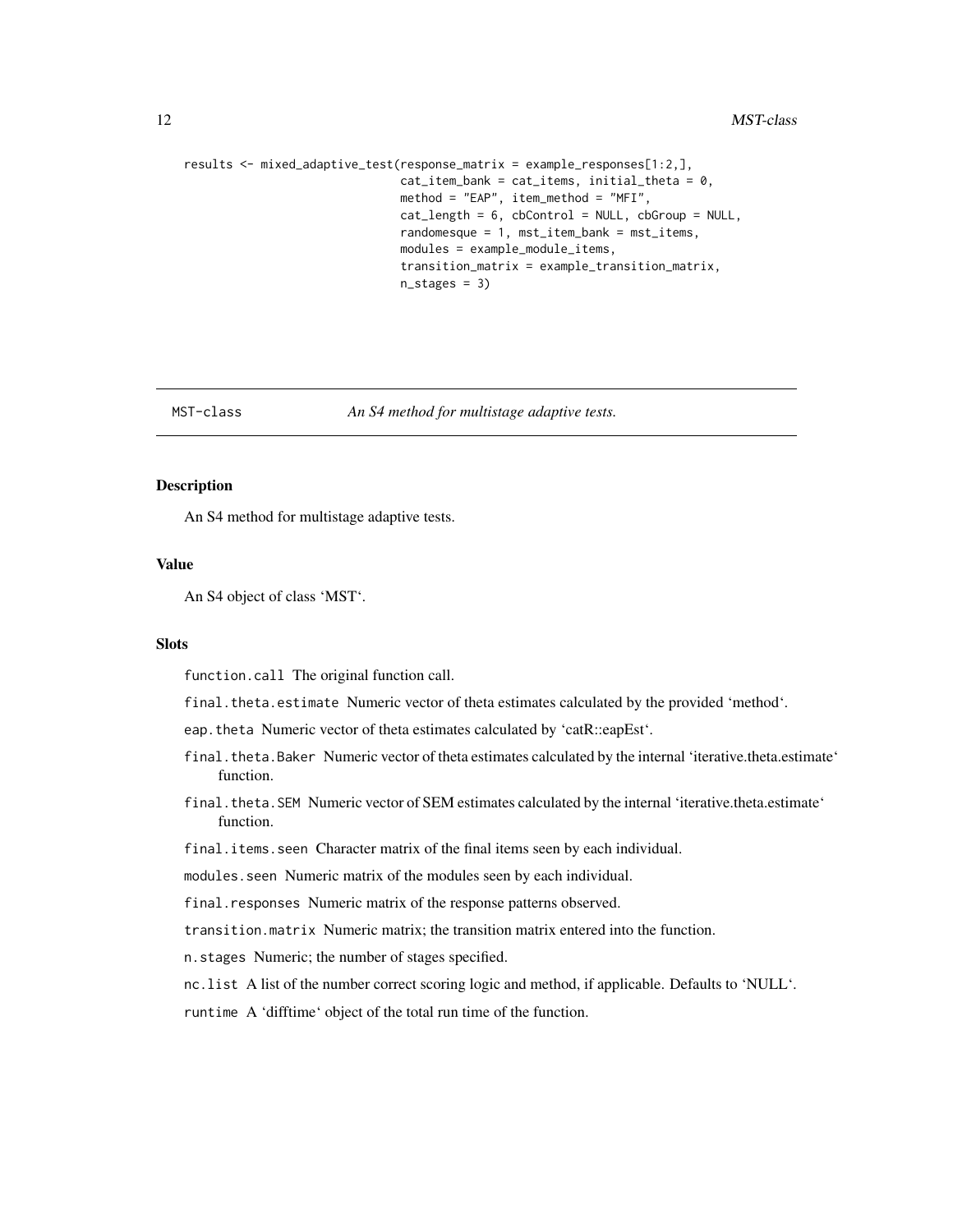```
results <- mixed_adaptive_test(response_matrix = example_responses[1:2,],
                               cat_item_bank = cat_items, initial_theta = 0,
                               method = "EAP", item_method = "MFI",
                               cat_length = 6, cbControl = NULL, cbGroup = NULL,
                               randomesque = 1, mst_item_bank = mst_items,
                               modules = example_module_items,
                               transition_matrix = example_transition_matrix,
                               n_stages = 3)
```

## MST-class — *An S4 method for multistage adaptive tests.*

### Description

An S4 method for multistage adaptive tests.

### Value

An S4 object of class 'MST'.

### Slots

`function.call` The original function call.

`final.theta.estimate` Numeric vector of theta estimates calculated by the provided 'method'.

`eap.theta` Numeric vector of theta estimates calculated by 'catR::eapEst'.

`final.theta.Baker` Numeric vector of theta estimates calculated by the internal 'iterative.theta.estimate' function.

`final.theta.SEM` Numeric vector of SEM estimates calculated by the internal 'iterative.theta.estimate' function.

`final.items.seen` Character matrix of the final items seen by each individual.

`modules.seen` Numeric matrix of the modules seen by each individual.

`final.responses` Numeric matrix of the response patterns observed.

`transition.matrix` Numeric matrix; the transition matrix entered into the function.

`n.stages` Numeric; the number of stages specified.

`nc.list` A list of the number correct scoring logic and method, if applicable. Defaults to 'NULL'.

`runtime` A 'difftime' object of the total run time of the function.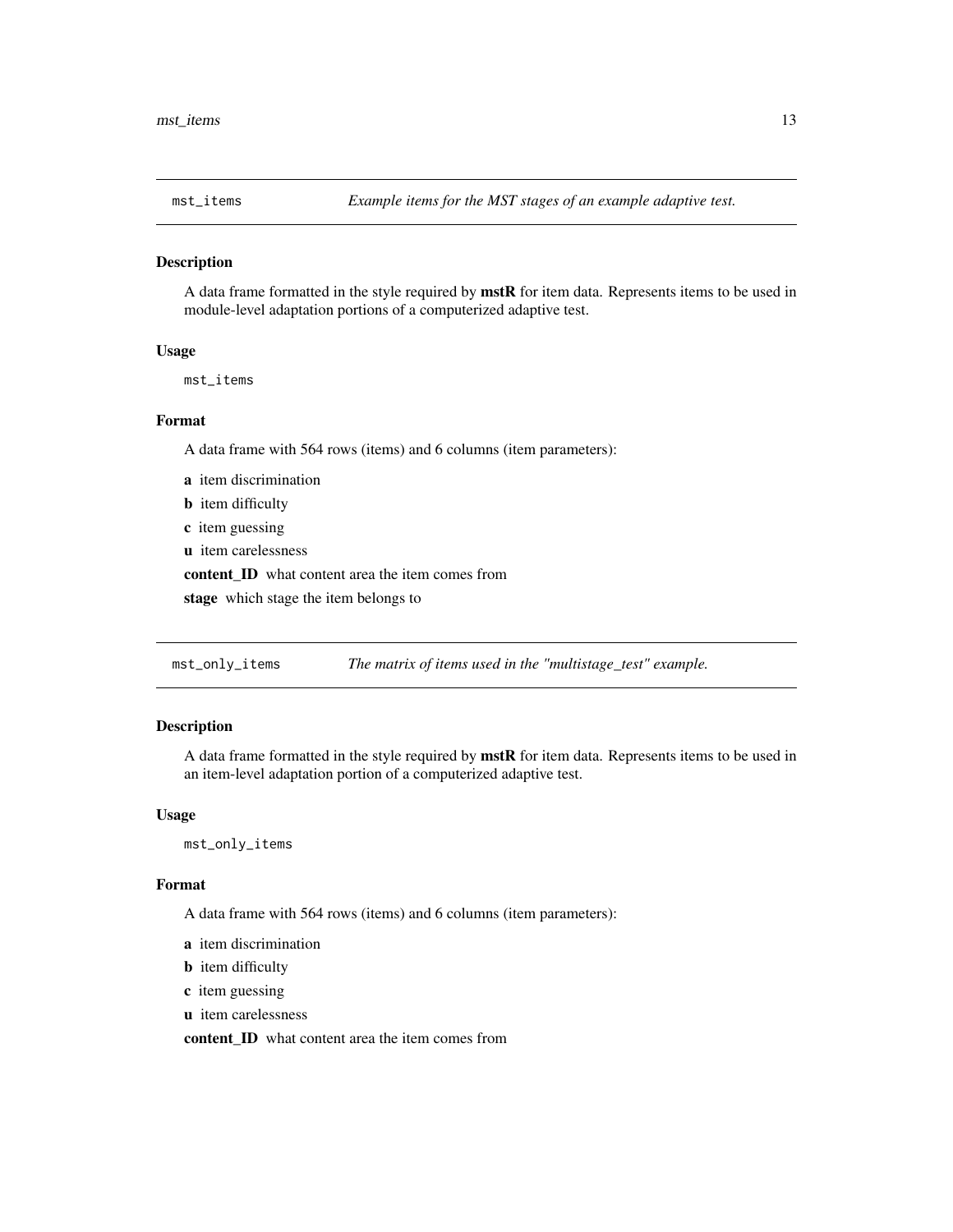## mst_items — *Example items for the MST stages of an example adaptive test.*

### Description

A data frame formatted in the style required by **mstR** for item data. Represents items to be used in module-level adaptation portions of a computerized adaptive test.

### Usage

```
mst_items
```

### Format

A data frame with 564 rows (items) and 6 columns (item parameters):

**a** item discrimination

**b** item difficulty

**c** item guessing

**u** item carelessness

**content_ID** what content area the item comes from

**stage** which stage the item belongs to

## mst_only_items — *The matrix of items used in the "multistage_test" example.*

### Description

A data frame formatted in the style required by **mstR** for item data. Represents items to be used in an item-level adaptation portion of a computerized adaptive test.

### Usage

```
mst_only_items
```

### Format

A data frame with 564 rows (items) and 6 columns (item parameters):

**a** item discrimination

**b** item difficulty

**c** item guessing

**u** item carelessness

**content_ID** what content area the item comes from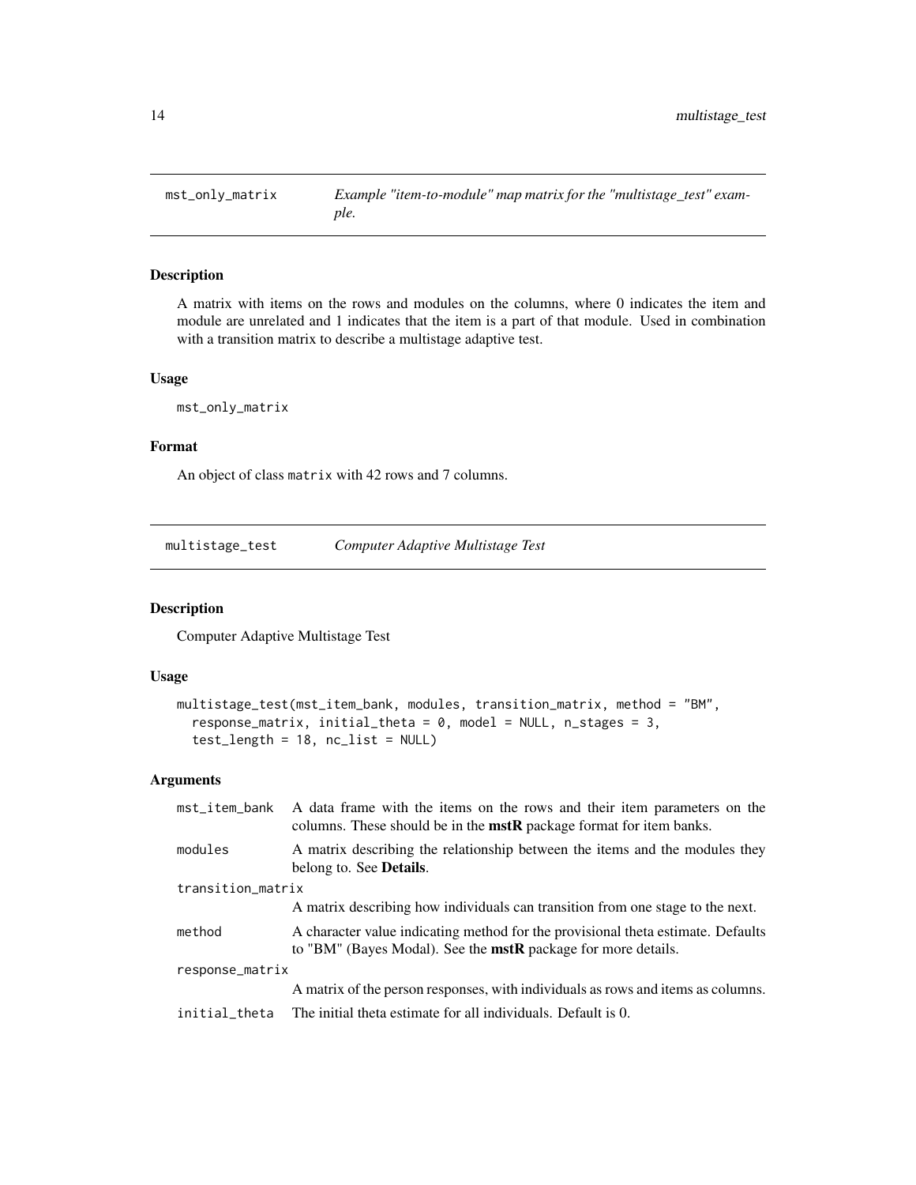## mst_only_matrix — *Example "item-to-module" map matrix for the "multistage_test" example.*

### Description

A matrix with items on the rows and modules on the columns, where 0 indicates the item and module are unrelated and 1 indicates that the item is a part of that module. Used in combination with a transition matrix to describe a multistage adaptive test.

### Usage

```
mst_only_matrix
```

### Format

An object of class `matrix` with 42 rows and 7 columns.

## multistage_test — *Computer Adaptive Multistage Test*

### Description

Computer Adaptive Multistage Test

### Usage

```
multistage_test(mst_item_bank, modules, transition_matrix, method = "BM",
  response_matrix, initial_theta = 0, model = NULL, n_stages = 3,
  test_length = 18, nc_list = NULL)
```

### Arguments

| | |
|---|---|
| `mst_item_bank` | A data frame with the items on the rows and their item parameters on the columns. These should be in the **mstR** package format for item banks. |
| `modules` | A matrix describing the relationship between the items and the modules they belong to. See **Details**. |
| `transition_matrix` | A matrix describing how individuals can transition from one stage to the next. |
| `method` | A character value indicating method for the provisional theta estimate. Defaults to "BM" (Bayes Modal). See the **mstR** package for more details. |
| `response_matrix` | A matrix of the person responses, with individuals as rows and items as columns. |
| `initial_theta` | The initial theta estimate for all individuals. Default is 0. |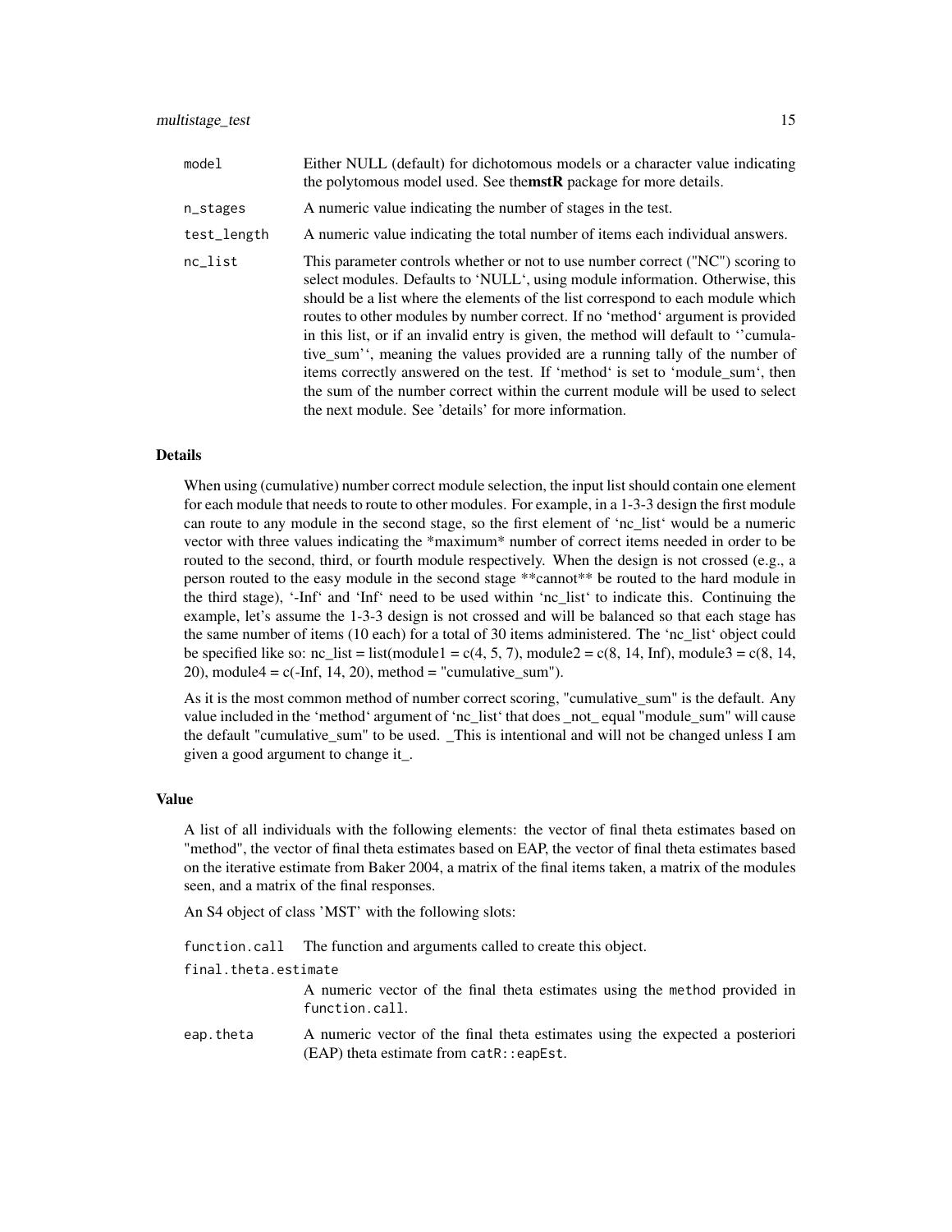| | |
|---|---|
| model | Either NULL (default) for dichotomous models or a character value indicating the polytomous model used. See the**mstR** package for more details. |
| n_stages | A numeric value indicating the number of stages in the test. |
| test_length | A numeric value indicating the total number of items each individual answers. |
| nc_list | This parameter controls whether or not to use number correct ("NC") scoring to select modules. Defaults to 'NULL', using module information. Otherwise, this should be a list where the elements of the list correspond to each module which routes to other modules by number correct. If no 'method' argument is provided in this list, or if an invalid entry is given, the method will default to ''cumulative_sum'', meaning the values provided are a running tally of the number of items correctly answered on the test. If 'method' is set to 'module_sum', then the sum of the number correct within the current module will be used to select the next module. See 'details' for more information. |

## Details

When using (cumulative) number correct module selection, the input list should contain one element for each module that needs to route to other modules. For example, in a 1-3-3 design the first module can route to any module in the second stage, so the first element of 'nc_list' would be a numeric vector with three values indicating the *maximum* number of correct items needed in order to be routed to the second, third, or fourth module respectively. When the design is not crossed (e.g., a person routed to the easy module in the second stage **cannot** be routed to the hard module in the third stage), '-Inf' and 'Inf' need to be used within 'nc_list' to indicate this. Continuing the example, let's assume the 1-3-3 design is not crossed and will be balanced so that each stage has the same number of items (10 each) for a total of 30 items administered. The 'nc_list' object could be specified like so: nc_list = list(module1 = c(4, 5, 7), module2 = c(8, 14, Inf), module3 = c(8, 14, 20), module4 = c(-Inf, 14, 20), method = "cumulative_sum").

As it is the most common method of number correct scoring, "cumulative_sum" is the default. Any value included in the 'method' argument of 'nc_list' that does _not_ equal "module_sum" will cause the default "cumulative_sum" to be used. _This is intentional and will not be changed unless I am given a good argument to change it_.

## Value

A list of all individuals with the following elements: the vector of final theta estimates based on "method", the vector of final theta estimates based on EAP, the vector of final theta estimates based on the iterative estimate from Baker 2004, a matrix of the final items taken, a matrix of the modules seen, and a matrix of the final responses.

An S4 object of class 'MST' with the following slots:

| | |
|---|---|
| function.call | The function and arguments called to create this object. |
| final.theta.estimate | A numeric vector of the final theta estimates using the `method` provided in `function.call`. |
| eap.theta | A numeric vector of the final theta estimates using the expected a posteriori (EAP) theta estimate from `catR::eapEst`. |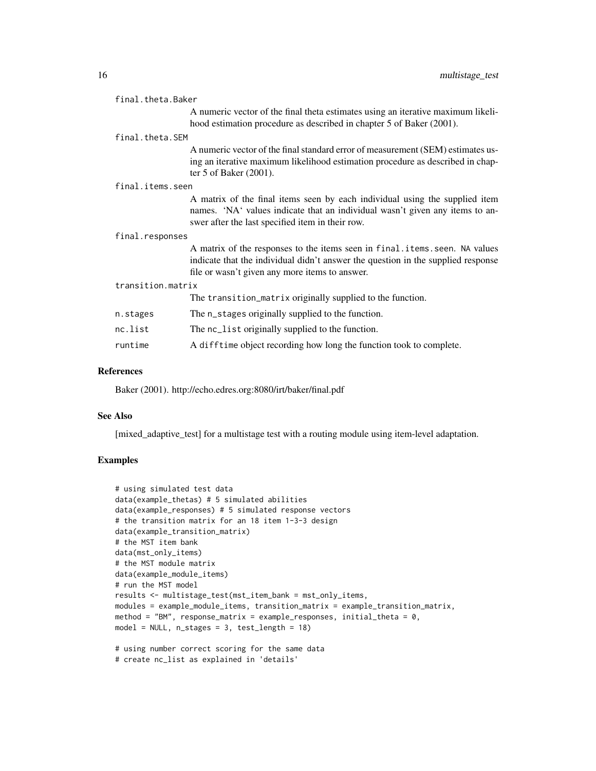final.theta.Baker
: A numeric vector of the final theta estimates using an iterative maximum likelihood estimation procedure as described in chapter 5 of Baker (2001).

final.theta.SEM
: A numeric vector of the final standard error of measurement (SEM) estimates using an iterative maximum likelihood estimation procedure as described in chapter 5 of Baker (2001).

final.items.seen
: A matrix of the final items seen by each individual using the supplied item names. 'NA' values indicate that an individual wasn't given any items to answer after the last specified item in their row.

final.responses
: A matrix of the responses to the items seen in `final.items.seen`. `NA` values indicate that the individual didn't answer the question in the supplied response file or wasn't given any more items to answer.

transition.matrix
: The `transition_matrix` originally supplied to the function.

n.stages
: The `n_stages` originally supplied to the function.

nc.list
: The `nc_list` originally supplied to the function.

runtime
: A `difftime` object recording how long the function took to complete.

## References

Baker (2001). http://echo.edres.org:8080/irt/baker/final.pdf

## See Also

[mixed_adaptive_test] for a multistage test with a routing module using item-level adaptation.

## Examples

```
# using simulated test data
data(example_thetas) # 5 simulated abilities
data(example_responses) # 5 simulated response vectors
# the transition matrix for an 18 item 1-3-3 design
data(example_transition_matrix)
# the MST item bank
data(mst_only_items)
# the MST module matrix
data(example_module_items)
# run the MST model
results <- multistage_test(mst_item_bank = mst_only_items,
modules = example_module_items, transition_matrix = example_transition_matrix,
method = "BM", response_matrix = example_responses, initial_theta = 0,
model = NULL, n_stages = 3, test_length = 18)

# using number correct scoring for the same data
# create nc_list as explained in 'details'
```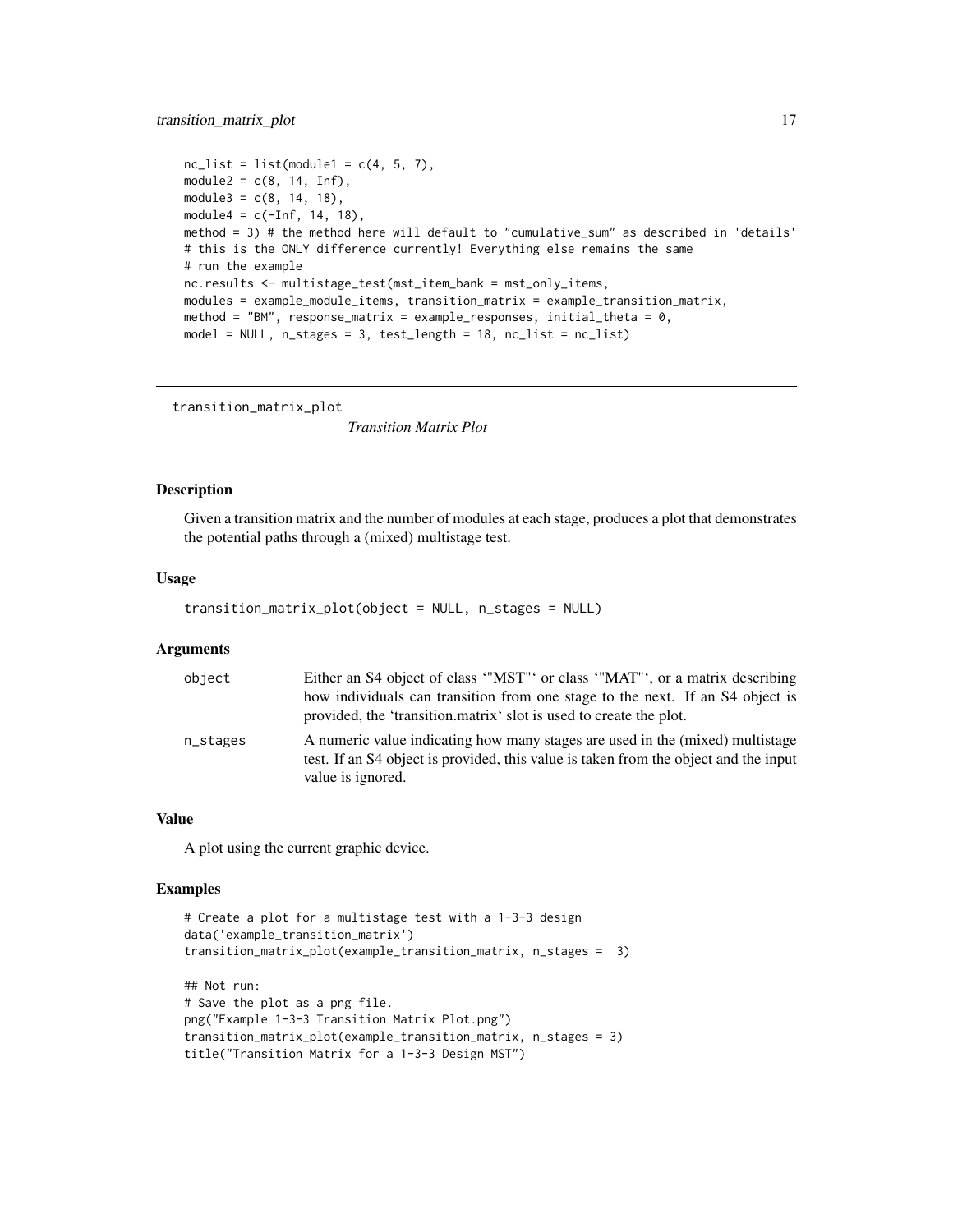```
nc_list = list(module1 = c(4, 5, 7),
module2 = c(8, 14, Inf),
module3 = c(8, 14, 18),
module4 = c(-Inf, 14, 18),
method = 3) # the method here will default to "cumulative_sum" as described in 'details'
# this is the ONLY difference currently! Everything else remains the same
# run the example
nc.results <- multistage_test(mst_item_bank = mst_only_items,
modules = example_module_items, transition_matrix = example_transition_matrix,
method = "BM", response_matrix = example_responses, initial_theta = 0,
model = NULL, n_stages = 3, test_length = 18, nc_list = nc_list)
```

---

## transition_matrix_plot *Transition Matrix Plot*

---

### Description

Given a transition matrix and the number of modules at each stage, produces a plot that demonstrates the potential paths through a (mixed) multistage test.

### Usage

```
transition_matrix_plot(object = NULL, n_stages = NULL)
```

### Arguments

| | |
|---|---|
| `object` | Either an S4 object of class '"MST"' or class '"MAT"', or a matrix describing how individuals can transition from one stage to the next. If an S4 object is provided, the 'transition.matrix' slot is used to create the plot. |
| `n_stages` | A numeric value indicating how many stages are used in the (mixed) multistage test. If an S4 object is provided, this value is taken from the object and the input value is ignored. |

### Value

A plot using the current graphic device.

### Examples

```
# Create a plot for a multistage test with a 1-3-3 design
data('example_transition_matrix')
transition_matrix_plot(example_transition_matrix, n_stages =  3)

## Not run:
# Save the plot as a png file.
png("Example 1-3-3 Transition Matrix Plot.png")
transition_matrix_plot(example_transition_matrix, n_stages = 3)
title("Transition Matrix for a 1-3-3 Design MST")
```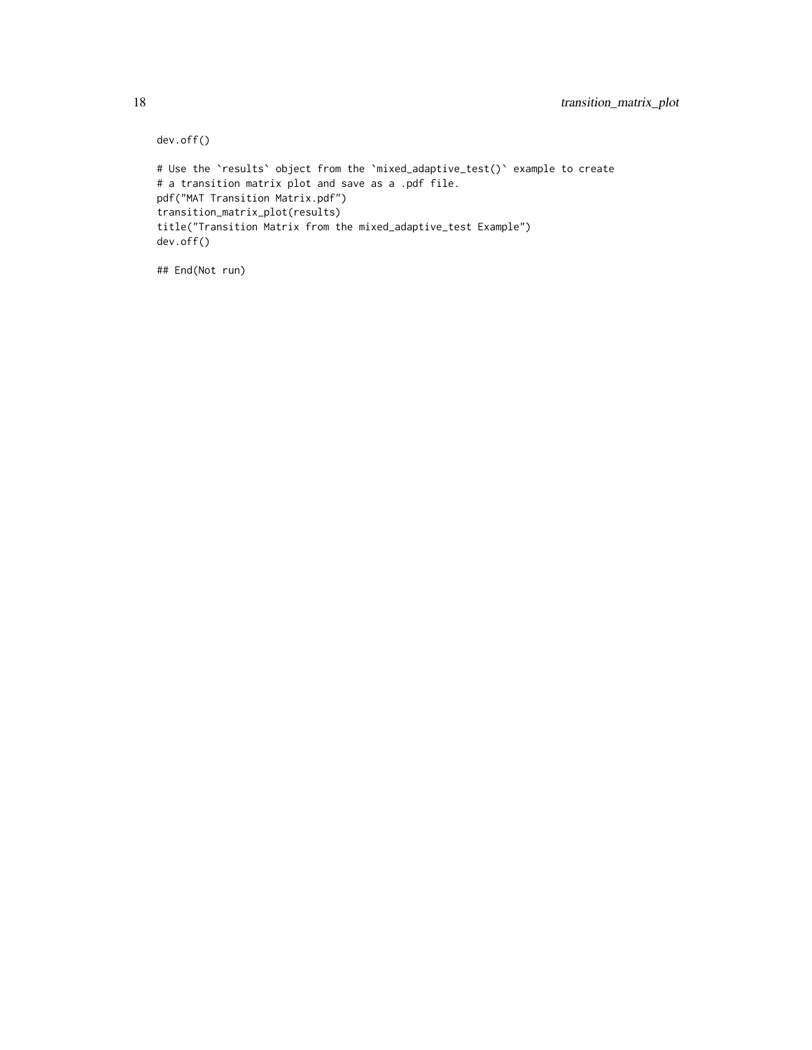```
dev.off()

# Use the `results` object from the `mixed_adaptive_test()` example to create
# a transition matrix plot and save as a .pdf file.
pdf("MAT Transition Matrix.pdf")
transition_matrix_plot(results)
title("Transition Matrix from the mixed_adaptive_test Example")
dev.off()

## End(Not run)
```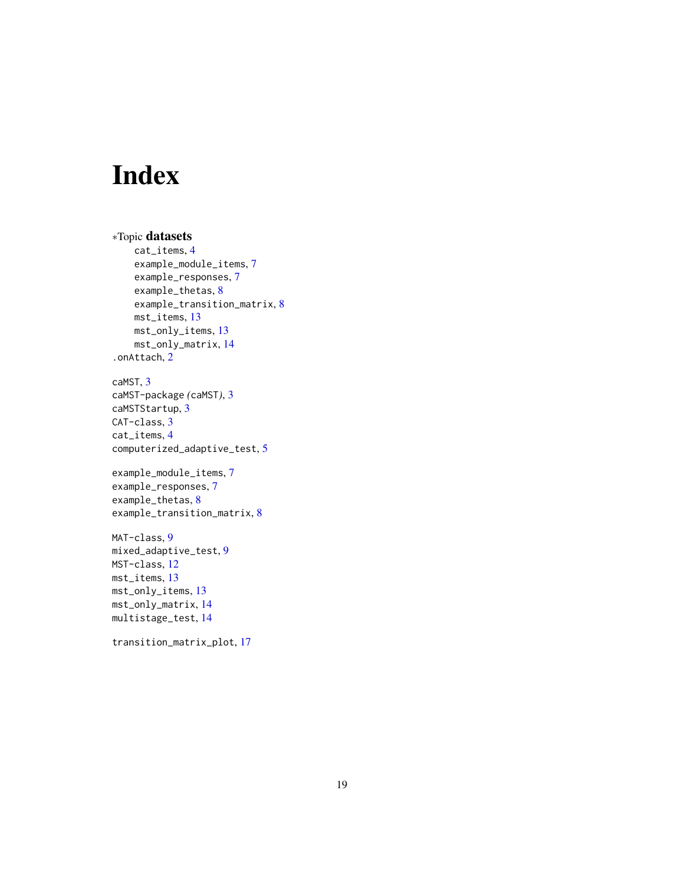# Index

∗Topic **datasets**
  cat_items, 4
  example_module_items, 7
  example_responses, 7
  example_thetas, 8
  example_transition_matrix, 8
  mst_items, 13
  mst_only_items, 13
  mst_only_matrix, 14
.onAttach, 2

caMST, 3
caMST-package *(*caMST*)*, 3
caMSTStartup, 3
CAT-class, 3
cat_items, 4
computerized_adaptive_test, 5

example_module_items, 7
example_responses, 7
example_thetas, 8
example_transition_matrix, 8

MAT-class, 9
mixed_adaptive_test, 9
MST-class, 12
mst_items, 13
mst_only_items, 13
mst_only_matrix, 14
multistage_test, 14

transition_matrix_plot, 17